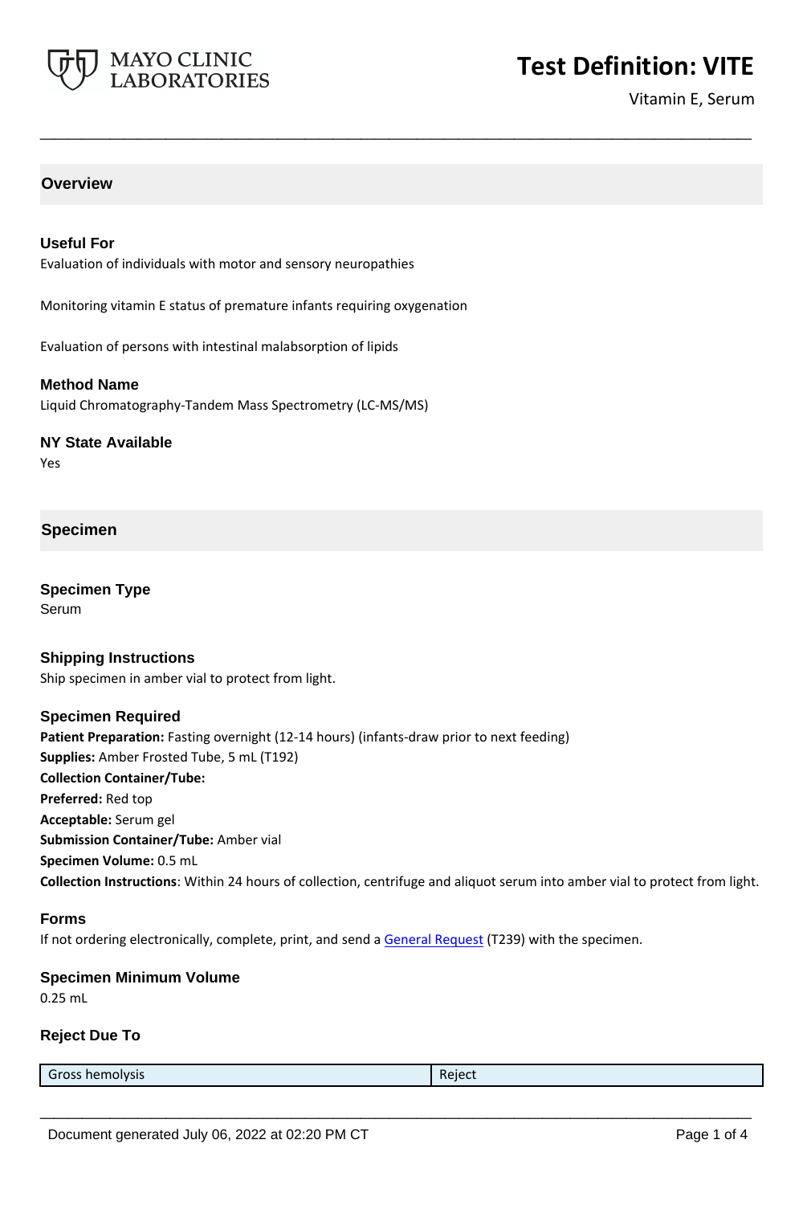# Test Definition: VITE

Vitamin E, Serum

## Overview

### Useful For

Evaluation of individuals with motor and sensory neuropathies

Monitoring vitamin E status of premature infants requiring oxygenation

Evaluation of persons with intestinal malabsorption of lipids

### Method Name

Liquid Chromatography-Tandem Mass Spectrometry (LC-MS/MS)

### NY State Available

Yes

## Specimen

### Specimen Type

Serum

### Shipping Instructions

Ship specimen in amber vial to protect from light.

### Specimen Required

**Patient Preparation:** Fasting overnight (12-14 hours) (infants-draw prior to next feeding)
**Supplies:** Amber Frosted Tube, 5 mL (T192)
**Collection Container/Tube:**
**Preferred:** Red top
**Acceptable:** Serum gel
**Submission Container/Tube:** Amber vial
**Specimen Volume:** 0.5 mL
**Collection Instructions**: Within 24 hours of collection, centrifuge and aliquot serum into amber vial to protect from light.

### Forms

If not ordering electronically, complete, print, and send a General Request (T239) with the specimen.

### Specimen Minimum Volume

0.25 mL

### Reject Due To

| | |
|---|---|
| Gross hemolysis | Reject |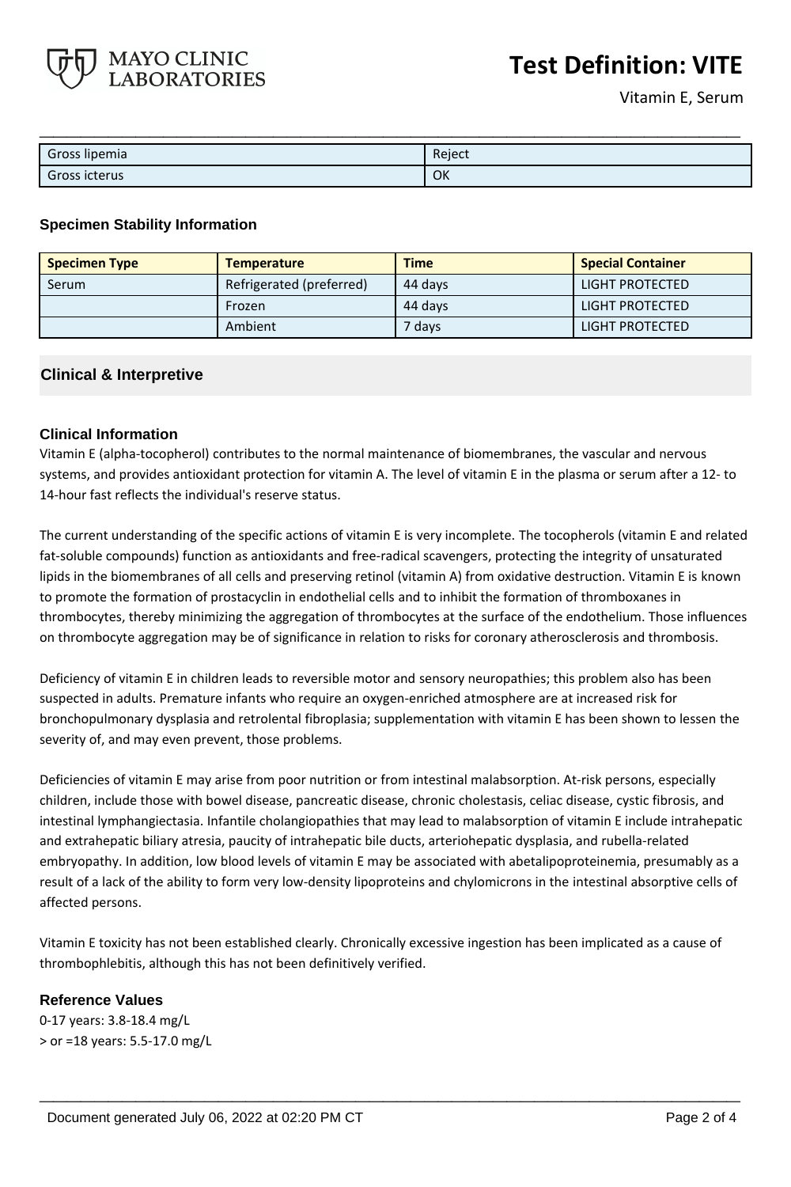| Gross lipemia | Reject |
| --- | --- |
| Gross icterus | OK |

### Specimen Stability Information

| Specimen Type | Temperature | Time | Special Container |
| --- | --- | --- | --- |
| Serum | Refrigerated (preferred) | 44 days | LIGHT PROTECTED |
| | Frozen | 44 days | LIGHT PROTECTED |
| | Ambient | 7 days | LIGHT PROTECTED |

## Clinical & Interpretive

### Clinical Information

Vitamin E (alpha-tocopherol) contributes to the normal maintenance of biomembranes, the vascular and nervous systems, and provides antioxidant protection for vitamin A. The level of vitamin E in the plasma or serum after a 12- to 14-hour fast reflects the individual's reserve status.

The current understanding of the specific actions of vitamin E is very incomplete. The tocopherols (vitamin E and related fat-soluble compounds) function as antioxidants and free-radical scavengers, protecting the integrity of unsaturated lipids in the biomembranes of all cells and preserving retinol (vitamin A) from oxidative destruction. Vitamin E is known to promote the formation of prostacyclin in endothelial cells and to inhibit the formation of thromboxanes in thrombocytes, thereby minimizing the aggregation of thrombocytes at the surface of the endothelium. Those influences on thrombocyte aggregation may be of significance in relation to risks for coronary atherosclerosis and thrombosis.

Deficiency of vitamin E in children leads to reversible motor and sensory neuropathies; this problem also has been suspected in adults. Premature infants who require an oxygen-enriched atmosphere are at increased risk for bronchopulmonary dysplasia and retrolental fibroplasia; supplementation with vitamin E has been shown to lessen the severity of, and may even prevent, those problems.

Deficiencies of vitamin E may arise from poor nutrition or from intestinal malabsorption. At-risk persons, especially children, include those with bowel disease, pancreatic disease, chronic cholestasis, celiac disease, cystic fibrosis, and intestinal lymphangiectasia. Infantile cholangiopathies that may lead to malabsorption of vitamin E include intrahepatic and extrahepatic biliary atresia, paucity of intrahepatic bile ducts, arteriohepatic dysplasia, and rubella-related embryopathy. In addition, low blood levels of vitamin E may be associated with abetalipoproteinemia, presumably as a result of a lack of the ability to form very low-density lipoproteins and chylomicrons in the intestinal absorptive cells of affected persons.

Vitamin E toxicity has not been established clearly. Chronically excessive ingestion has been implicated as a cause of thrombophlebitis, although this has not been definitively verified.

### Reference Values

0-17 years: 3.8-18.4 mg/L
> or =18 years: 5.5-17.0 mg/L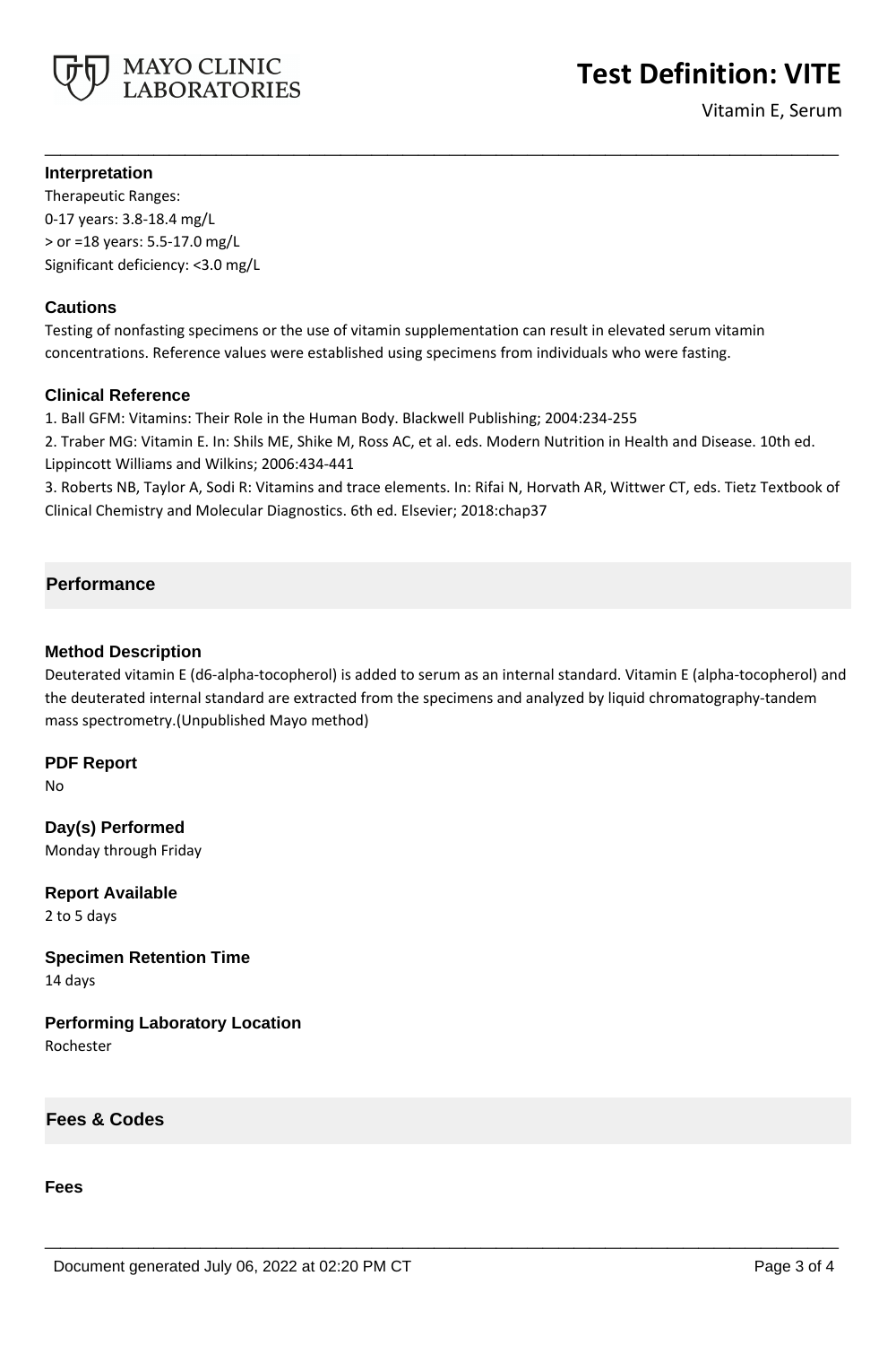### Interpretation

Therapeutic Ranges:
0-17 years: 3.8-18.4 mg/L
> or =18 years: 5.5-17.0 mg/L
Significant deficiency: <3.0 mg/L

### Cautions

Testing of nonfasting specimens or the use of vitamin supplementation can result in elevated serum vitamin concentrations. Reference values were established using specimens from individuals who were fasting.

### Clinical Reference

1. Ball GFM: Vitamins: Their Role in the Human Body. Blackwell Publishing; 2004:234-255
2. Traber MG: Vitamin E. In: Shils ME, Shike M, Ross AC, et al. eds. Modern Nutrition in Health and Disease. 10th ed. Lippincott Williams and Wilkins; 2006:434-441
3. Roberts NB, Taylor A, Sodi R: Vitamins and trace elements. In: Rifai N, Horvath AR, Wittwer CT, eds. Tietz Textbook of Clinical Chemistry and Molecular Diagnostics. 6th ed. Elsevier; 2018:chap37

## Performance

### Method Description

Deuterated vitamin E (d6-alpha-tocopherol) is added to serum as an internal standard. Vitamin E (alpha-tocopherol) and the deuterated internal standard are extracted from the specimens and analyzed by liquid chromatography-tandem mass spectrometry.(Unpublished Mayo method)

### PDF Report

No

### Day(s) Performed

Monday through Friday

### Report Available

2 to 5 days

### Specimen Retention Time

14 days

### Performing Laboratory Location

Rochester

## Fees & Codes

### Fees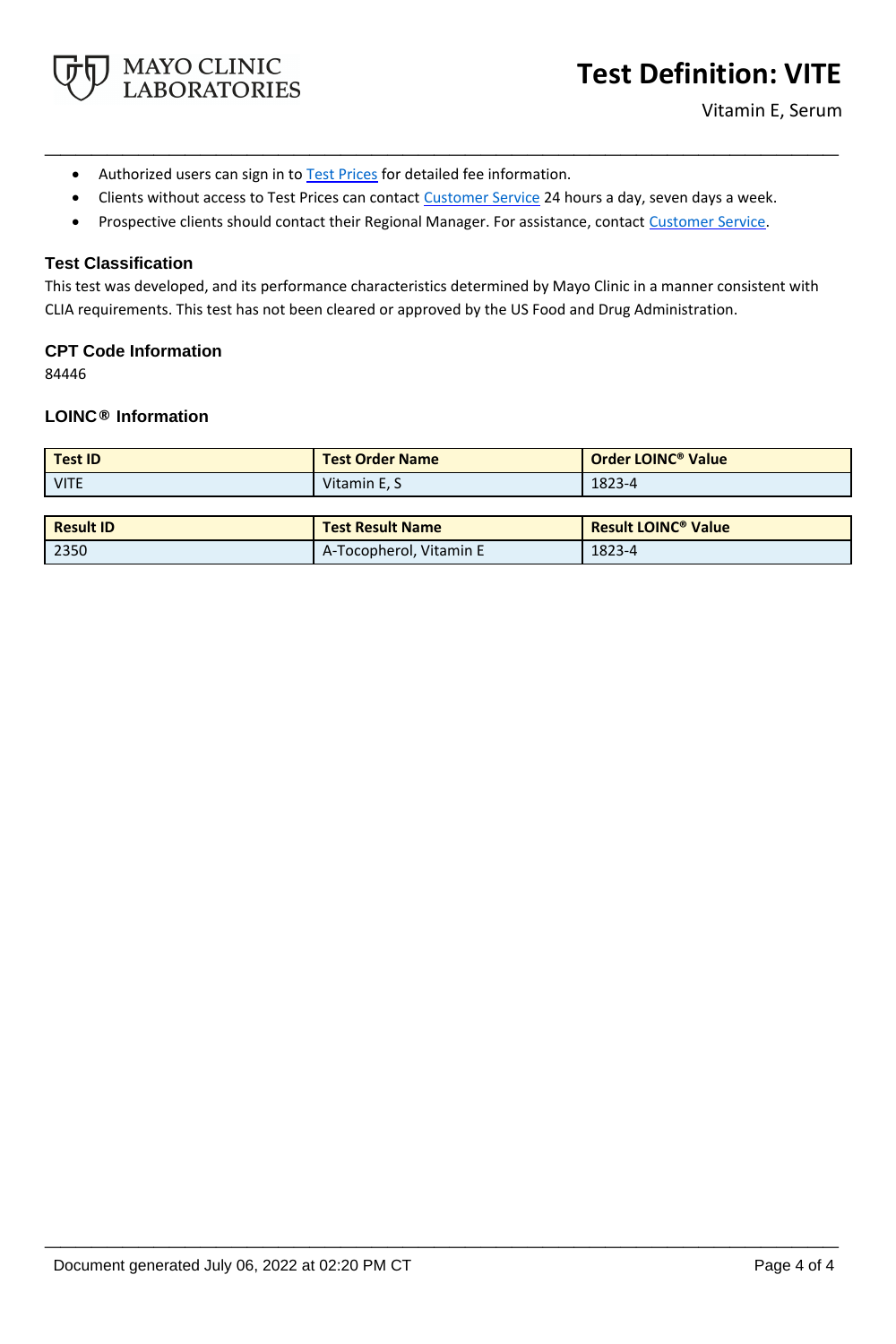- Authorized users can sign in to Test Prices for detailed fee information.
- Clients without access to Test Prices can contact Customer Service 24 hours a day, seven days a week.
- Prospective clients should contact their Regional Manager. For assistance, contact Customer Service.

### Test Classification

This test was developed, and its performance characteristics determined by Mayo Clinic in a manner consistent with CLIA requirements. This test has not been cleared or approved by the US Food and Drug Administration.

### CPT Code Information

84446

### LOINC® Information

| Test ID | Test Order Name | Order LOINC® Value |
|---|---|---|
| VITE | Vitamin E, S | 1823-4 |

| Result ID | Test Result Name | Result LOINC® Value |
|---|---|---|
| 2350 | A-Tocopherol, Vitamin E | 1823-4 |